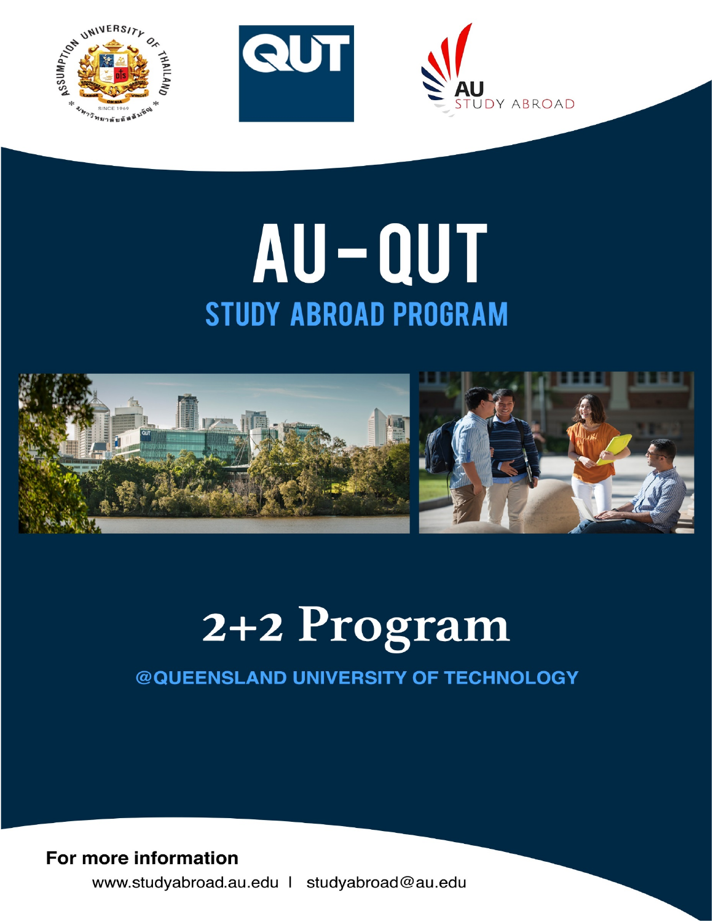# AU-QUT

## STUDY ABROAD PROGRAM

# 2+2 Program

**@QUEENSLAND UNIVERSITY OF TECHNOLOGY**

**For more information**

www.studyabroad.au.edu | studyabroad@au.edu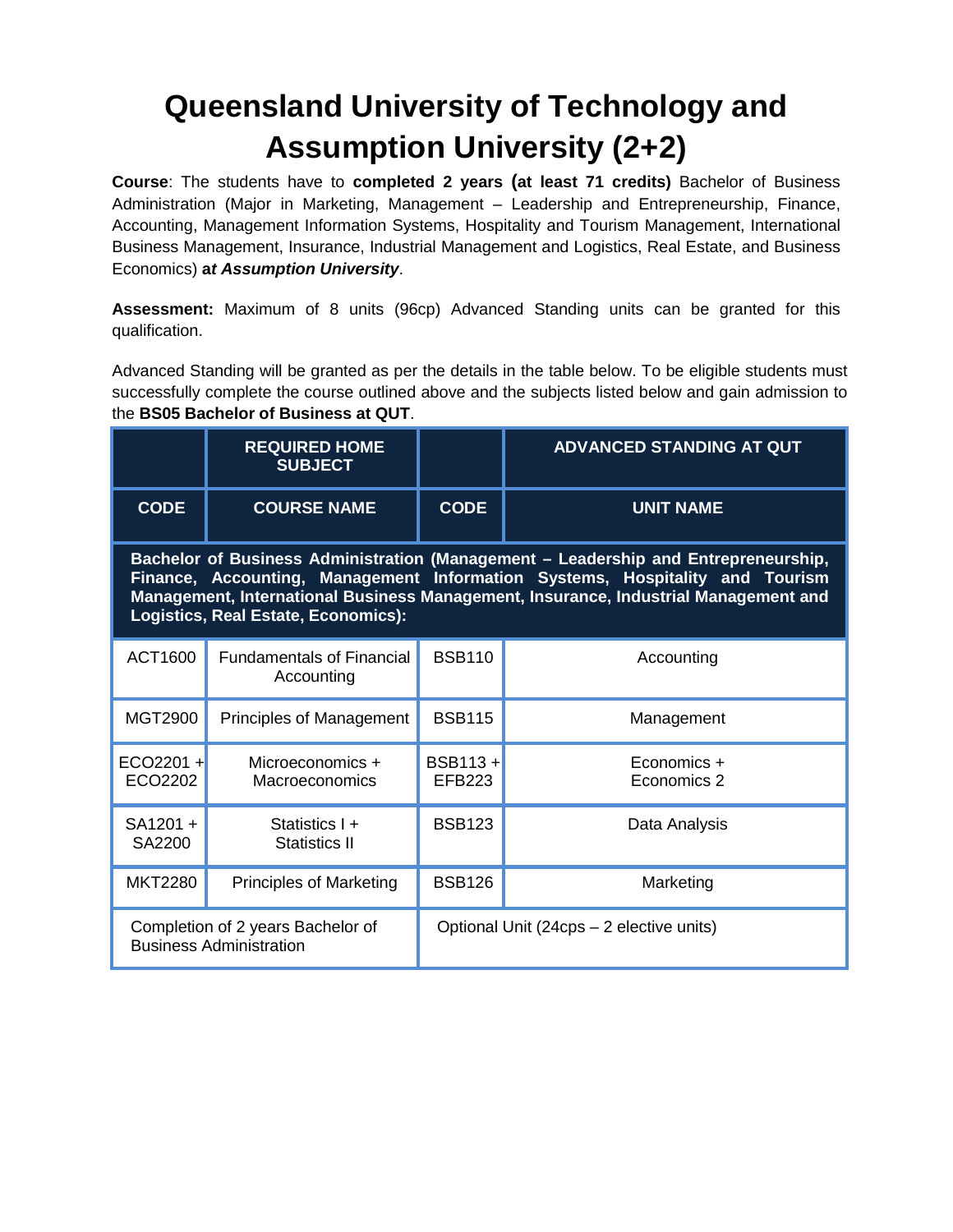# Queensland University of Technology and Assumption University (2+2)

**Course**: The students have to **completed 2 years (at least 71 credits)** Bachelor of Business Administration (Major in Marketing, Management – Leadership and Entrepreneurship, Finance, Accounting, Management Information Systems, Hospitality and Tourism Management, International Business Management, Insurance, Industrial Management and Logistics, Real Estate, and Business Economics) ***at Assumption University***.

**Assessment:** Maximum of 8 units (96cp) Advanced Standing units can be granted for this qualification.

Advanced Standing will be granted as per the details in the table below. To be eligible students must successfully complete the course outlined above and the subjects listed below and gain admission to the **BS05 Bachelor of Business at QUT**.

| | REQUIRED HOME SUBJECT | | ADVANCED STANDING AT QUT |
|---|---|---|---|
| **CODE** | **COURSE NAME** | **CODE** | **UNIT NAME** |
| **Bachelor of Business Administration (Management – Leadership and Entrepreneurship, Finance, Accounting, Management Information Systems, Hospitality and Tourism Management, International Business Management, Insurance, Industrial Management and Logistics, Real Estate, Economics):** | | | |
| ACT1600 | Fundamentals of Financial Accounting | BSB110 | Accounting |
| MGT2900 | Principles of Management | BSB115 | Management |
| ECO2201 + ECO2202 | Microeconomics + Macroeconomics | BSB113 + EFB223 | Economics + Economics 2 |
| SA1201 + SA2200 | Statistics I + Statistics II | BSB123 | Data Analysis |
| MKT2280 | Principles of Marketing | BSB126 | Marketing |
| Completion of 2 years Bachelor of Business Administration | | Optional Unit (24cps – 2 elective units) | |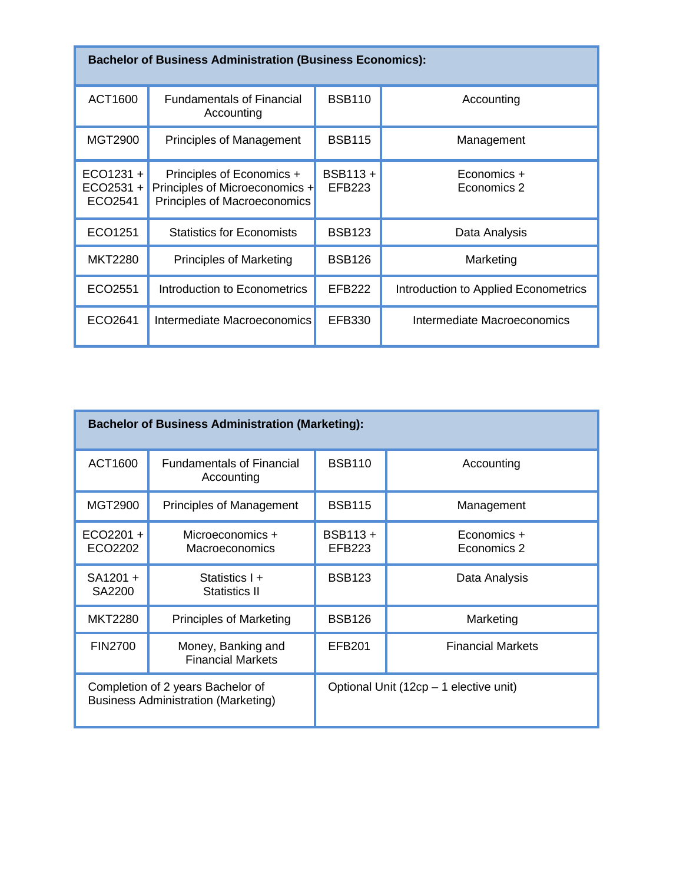| Bachelor of Business Administration (Business Economics): | | | |
|---|---|---|---|
| ACT1600 | Fundamentals of Financial Accounting | BSB110 | Accounting |
| MGT2900 | Principles of Management | BSB115 | Management |
| ECO1231 + ECO2531 + ECO2541 | Principles of Economics + Principles of Microeconomics + Principles of Macroeconomics | BSB113 + EFB223 | Economics + Economics 2 |
| ECO1251 | Statistics for Economists | BSB123 | Data Analysis |
| MKT2280 | Principles of Marketing | BSB126 | Marketing |
| ECO2551 | Introduction to Econometrics | EFB222 | Introduction to Applied Econometrics |
| ECO2641 | Intermediate Macroeconomics | EFB330 | Intermediate Macroeconomics |

| Bachelor of Business Administration (Marketing): | | | |
|---|---|---|---|
| ACT1600 | Fundamentals of Financial Accounting | BSB110 | Accounting |
| MGT2900 | Principles of Management | BSB115 | Management |
| ECO2201 + ECO2202 | Microeconomics + Macroeconomics | BSB113 + EFB223 | Economics + Economics 2 |
| SA1201 + SA2200 | Statistics I + Statistics II | BSB123 | Data Analysis |
| MKT2280 | Principles of Marketing | BSB126 | Marketing |
| FIN2700 | Money, Banking and Financial Markets | EFB201 | Financial Markets |
| Completion of 2 years Bachelor of Business Administration (Marketing) | | Optional Unit (12cp – 1 elective unit) | |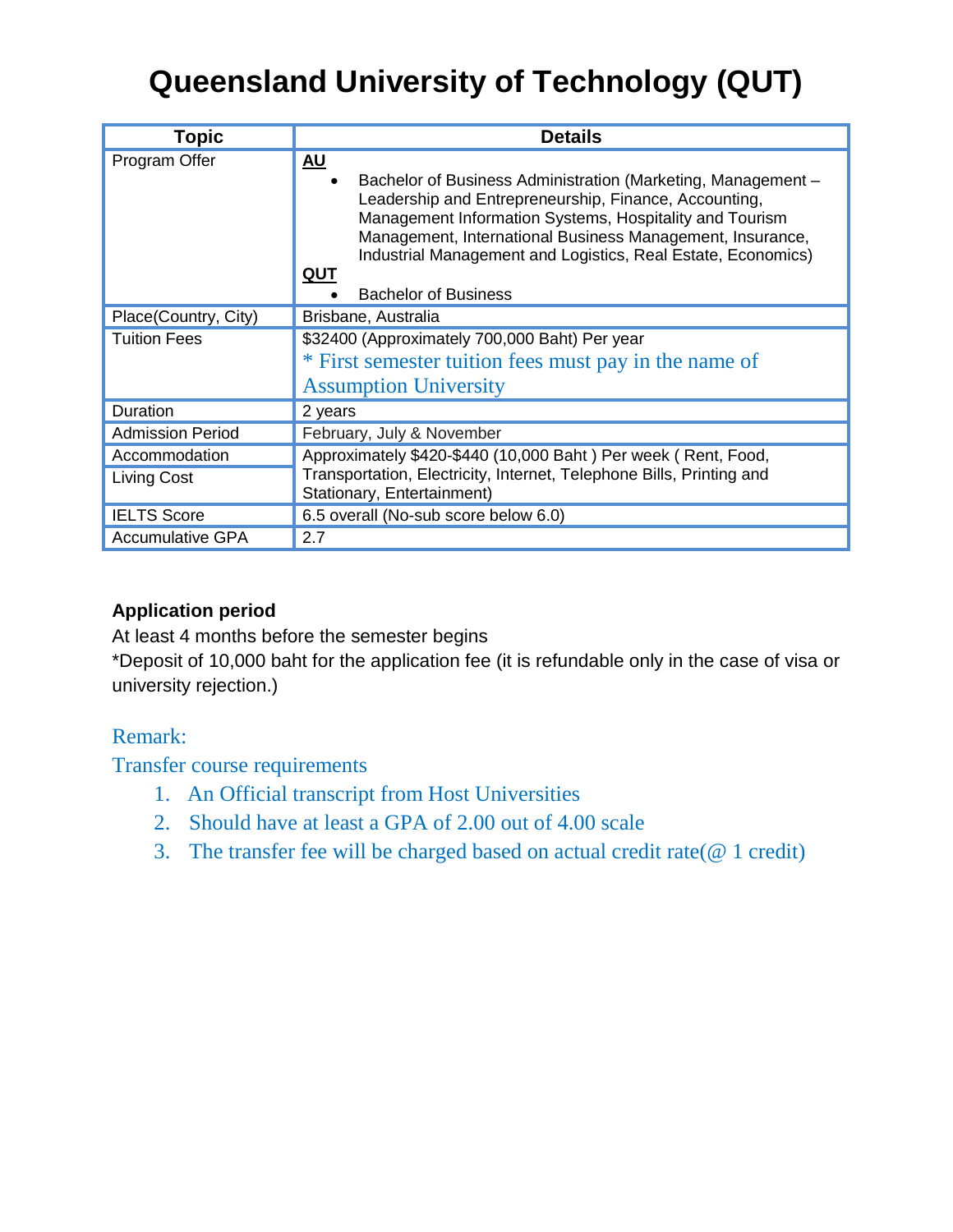# Queensland University of Technology (QUT)

| Topic | Details |
|---|---|
| Program Offer | **AU**<br>• Bachelor of Business Administration (Marketing, Management – Leadership and Entrepreneurship, Finance, Accounting, Management Information Systems, Hospitality and Tourism Management, International Business Management, Insurance, Industrial Management and Logistics, Real Estate, Economics)<br>**QUT**<br>• Bachelor of Business |
| Place(Country, City) | Brisbane, Australia |
| Tuition Fees | $32400 (Approximately 700,000 Baht) Per year<br>* First semester tuition fees must pay in the name of Assumption University |
| Duration | 2 years |
| Admission Period | February, July & November |
| Accommodation<br>Living Cost | Approximately $420-$440 (10,000 Baht ) Per week ( Rent, Food, Transportation, Electricity, Internet, Telephone Bills, Printing and Stationary, Entertainment) |
| IELTS Score | 6.5 overall (No-sub score below 6.0) |
| Accumulative GPA | 2.7 |

**Application period**

At least 4 months before the semester begins

*Deposit of 10,000 baht for the application fee (it is refundable only in the case of visa or university rejection.)

Remark:

Transfer course requirements

1. An Official transcript from Host Universities
2. Should have at least a GPA of 2.00 out of 4.00 scale
3. The transfer fee will be charged based on actual credit rate(@ 1 credit)